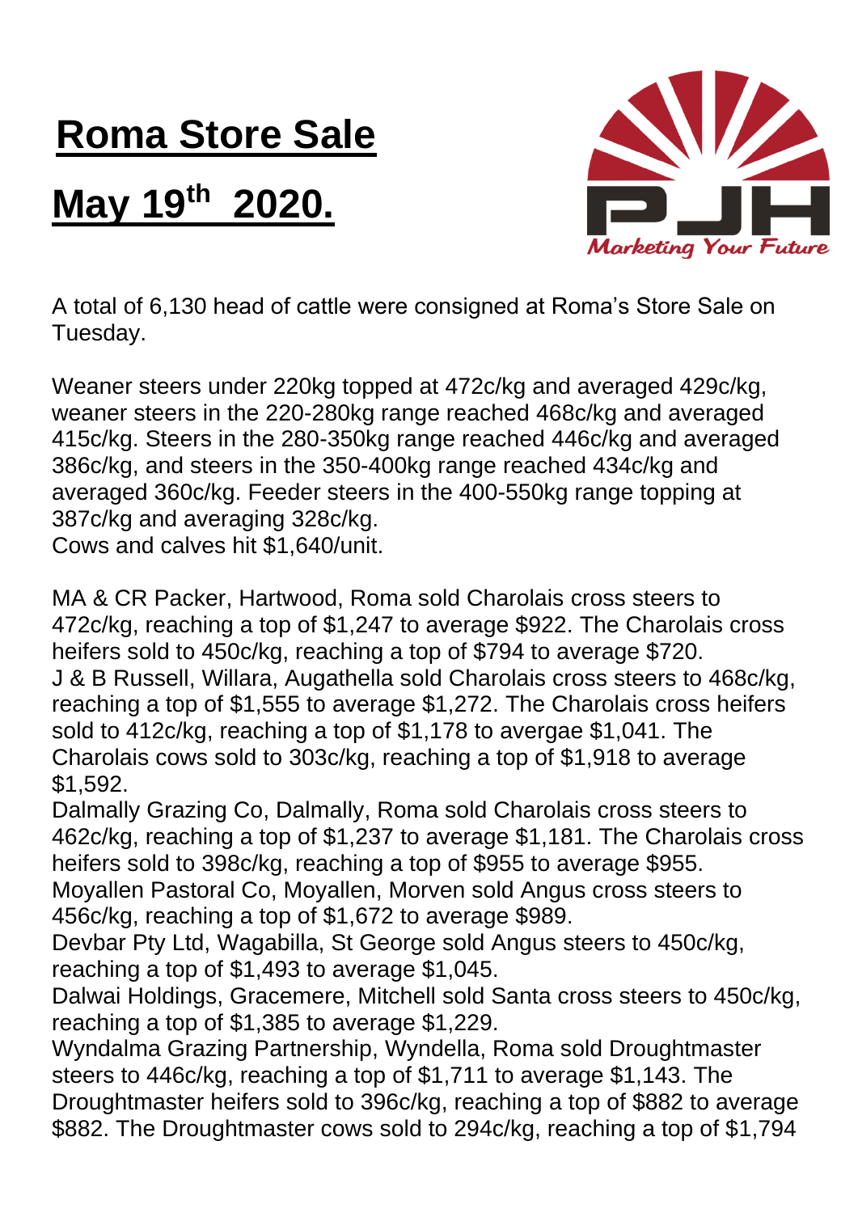# Roma Store Sale

# May 19th 2020.

A total of 6,130 head of cattle were consigned at Roma's Store Sale on Tuesday.

Weaner steers under 220kg topped at 472c/kg and averaged 429c/kg, weaner steers in the 220-280kg range reached 468c/kg and averaged 415c/kg. Steers in the 280-350kg range reached 446c/kg and averaged 386c/kg, and steers in the 350-400kg range reached 434c/kg and averaged 360c/kg. Feeder steers in the 400-550kg range topping at 387c/kg and averaging 328c/kg.
Cows and calves hit $1,640/unit.

MA & CR Packer, Hartwood, Roma sold Charolais cross steers to 472c/kg, reaching a top of $1,247 to average $922. The Charolais cross heifers sold to 450c/kg, reaching a top of $794 to average $720.
J & B Russell, Willara, Augathella sold Charolais cross steers to 468c/kg, reaching a top of $1,555 to average $1,272. The Charolais cross heifers sold to 412c/kg, reaching a top of $1,178 to avergae $1,041. The Charolais cows sold to 303c/kg, reaching a top of $1,918 to average $1,592.
Dalmally Grazing Co, Dalmally, Roma sold Charolais cross steers to 462c/kg, reaching a top of $1,237 to average $1,181. The Charolais cross heifers sold to 398c/kg, reaching a top of $955 to average $955.
Moyallen Pastoral Co, Moyallen, Morven sold Angus cross steers to 456c/kg, reaching a top of $1,672 to average $989.
Devbar Pty Ltd, Wagabilla, St George sold Angus steers to 450c/kg, reaching a top of $1,493 to average $1,045.
Dalwai Holdings, Gracemere, Mitchell sold Santa cross steers to 450c/kg, reaching a top of $1,385 to average $1,229.
Wyndalma Grazing Partnership, Wyndella, Roma sold Droughtmaster steers to 446c/kg, reaching a top of $1,711 to average $1,143. The Droughtmaster heifers sold to 396c/kg, reaching a top of $882 to average $882. The Droughtmaster cows sold to 294c/kg, reaching a top of $1,794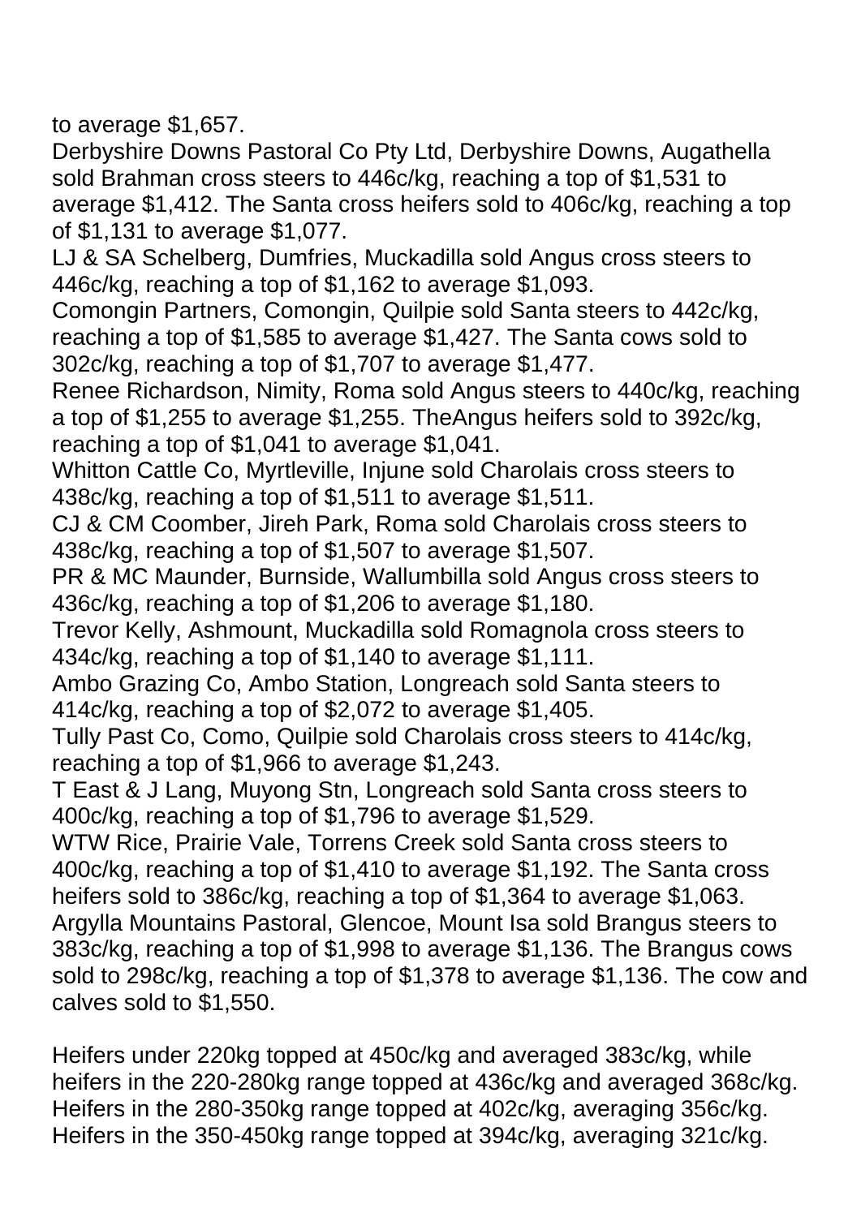to average $1,657.
Derbyshire Downs Pastoral Co Pty Ltd, Derbyshire Downs, Augathella sold Brahman cross steers to 446c/kg, reaching a top of $1,531 to average $1,412. The Santa cross heifers sold to 406c/kg, reaching a top of $1,131 to average $1,077.
LJ & SA Schelberg, Dumfries, Muckadilla sold Angus cross steers to 446c/kg, reaching a top of $1,162 to average $1,093.
Comongin Partners, Comongin, Quilpie sold Santa steers to 442c/kg, reaching a top of $1,585 to average $1,427. The Santa cows sold to 302c/kg, reaching a top of $1,707 to average $1,477.
Renee Richardson, Nimity, Roma sold Angus steers to 440c/kg, reaching a top of $1,255 to average $1,255. TheAngus heifers sold to 392c/kg, reaching a top of $1,041 to average $1,041.
Whitton Cattle Co, Myrtleville, Injune sold Charolais cross steers to 438c/kg, reaching a top of $1,511 to average $1,511.
CJ & CM Coomber, Jireh Park, Roma sold Charolais cross steers to 438c/kg, reaching a top of $1,507 to average $1,507.
PR & MC Maunder, Burnside, Wallumbilla sold Angus cross steers to 436c/kg, reaching a top of $1,206 to average $1,180.
Trevor Kelly, Ashmount, Muckadilla sold Romagnola cross steers to 434c/kg, reaching a top of $1,140 to average $1,111.
Ambo Grazing Co, Ambo Station, Longreach sold Santa steers to 414c/kg, reaching a top of $2,072 to average $1,405.
Tully Past Co, Como, Quilpie sold Charolais cross steers to 414c/kg, reaching a top of $1,966 to average $1,243.
T East & J Lang, Muyong Stn, Longreach sold Santa cross steers to 400c/kg, reaching a top of $1,796 to average $1,529.
WTW Rice, Prairie Vale, Torrens Creek sold Santa cross steers to 400c/kg, reaching a top of $1,410 to average $1,192. The Santa cross heifers sold to 386c/kg, reaching a top of $1,364 to average $1,063.
Argylla Mountains Pastoral, Glencoe, Mount Isa sold Brangus steers to 383c/kg, reaching a top of $1,998 to average $1,136. The Brangus cows sold to 298c/kg, reaching a top of $1,378 to average $1,136. The cow and calves sold to $1,550.

Heifers under 220kg topped at 450c/kg and averaged 383c/kg, while heifers in the 220-280kg range topped at 436c/kg and averaged 368c/kg. Heifers in the 280-350kg range topped at 402c/kg, averaging 356c/kg. Heifers in the 350-450kg range topped at 394c/kg, averaging 321c/kg.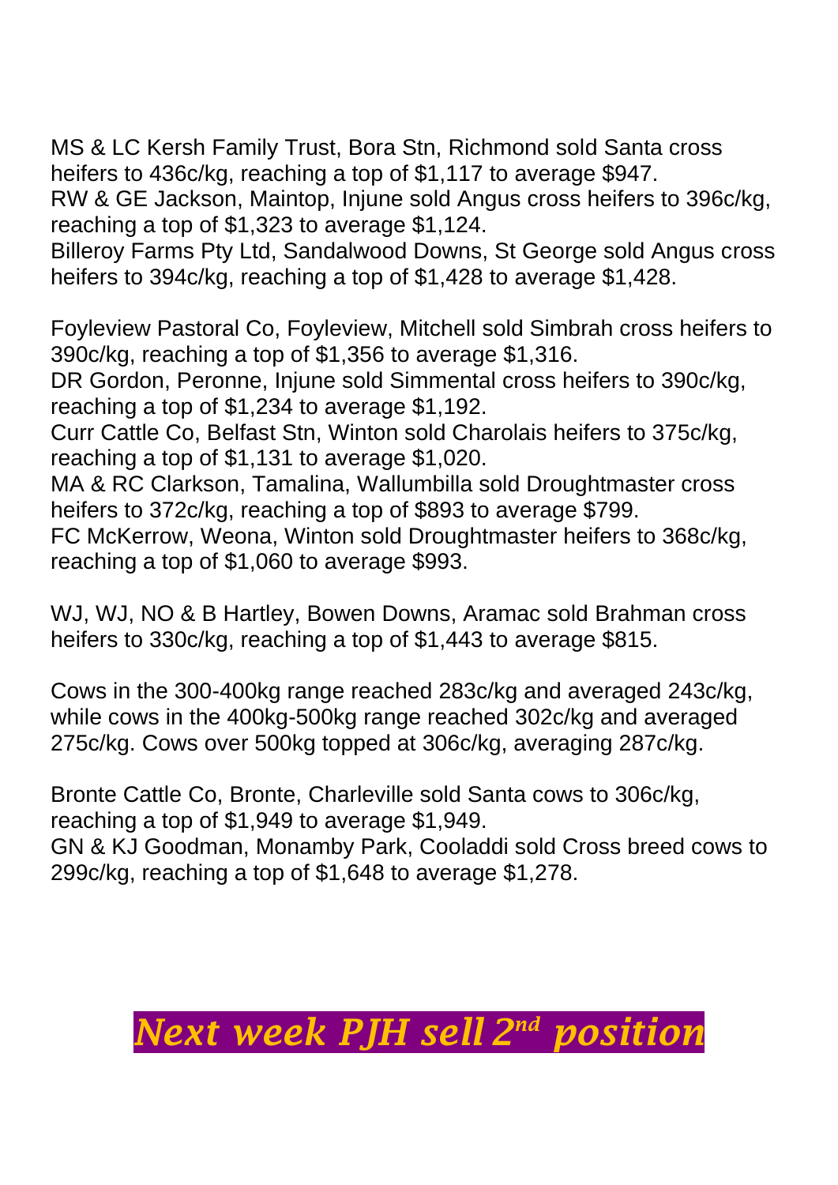MS & LC Kersh Family Trust, Bora Stn, Richmond sold Santa cross heifers to 436c/kg, reaching a top of $1,117 to average $947.
RW & GE Jackson, Maintop, Injune sold Angus cross heifers to 396c/kg, reaching a top of $1,323 to average $1,124.
Billeroy Farms Pty Ltd, Sandalwood Downs, St George sold Angus cross heifers to 394c/kg, reaching a top of $1,428 to average $1,428.

Foyleview Pastoral Co, Foyleview, Mitchell sold Simbrah cross heifers to 390c/kg, reaching a top of $1,356 to average $1,316.
DR Gordon, Peronne, Injune sold Simmental cross heifers to 390c/kg, reaching a top of $1,234 to average $1,192.
Curr Cattle Co, Belfast Stn, Winton sold Charolais heifers to 375c/kg, reaching a top of $1,131 to average $1,020.
MA & RC Clarkson, Tamalina, Wallumbilla sold Droughtmaster cross heifers to 372c/kg, reaching a top of $893 to average $799.
FC McKerrow, Weona, Winton sold Droughtmaster heifers to 368c/kg, reaching a top of $1,060 to average $993.

WJ, WJ, NO & B Hartley, Bowen Downs, Aramac sold Brahman cross heifers to 330c/kg, reaching a top of $1,443 to average $815.

Cows in the 300-400kg range reached 283c/kg and averaged 243c/kg, while cows in the 400kg-500kg range reached 302c/kg and averaged 275c/kg. Cows over 500kg topped at 306c/kg, averaging 287c/kg.

Bronte Cattle Co, Bronte, Charleville sold Santa cows to 306c/kg, reaching a top of $1,949 to average $1,949.
GN & KJ Goodman, Monamby Park, Cooladdi sold Cross breed cows to 299c/kg, reaching a top of $1,648 to average $1,278.

***Next week PJH sell 2nd position***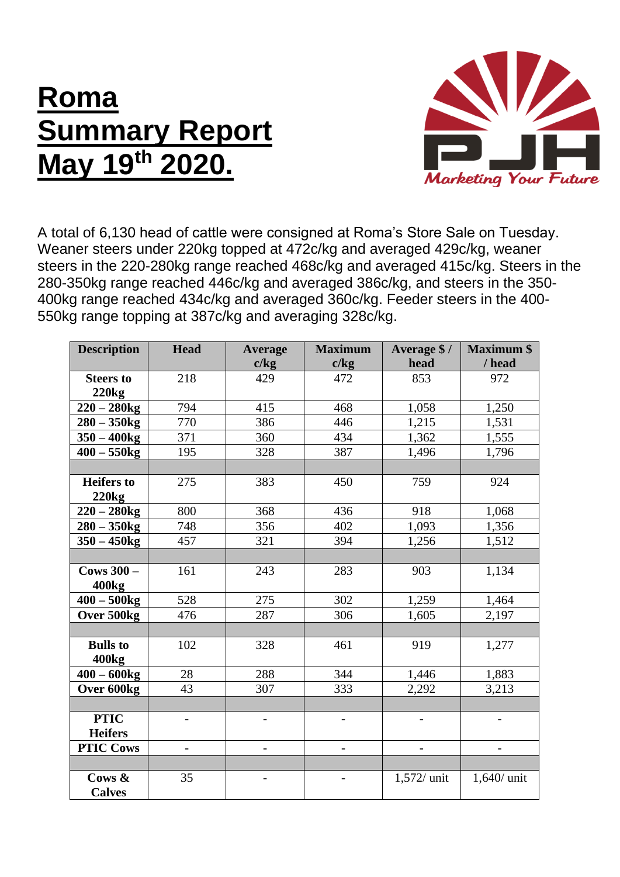# Roma Summary Report May 19th 2020.

PJH Marketing Your Future

A total of 6,130 head of cattle were consigned at Roma's Store Sale on Tuesday. Weaner steers under 220kg topped at 472c/kg and averaged 429c/kg, weaner steers in the 220-280kg range reached 468c/kg and averaged 415c/kg. Steers in the 280-350kg range reached 446c/kg and averaged 386c/kg, and steers in the 350-400kg range reached 434c/kg and averaged 360c/kg. Feeder steers in the 400-550kg range topping at 387c/kg and averaging 328c/kg.

| Description | Head | Average c/kg | Maximum c/kg | Average $ / head | Maximum $ / head |
|---|---|---|---|---|---|
| **Steers to 220kg** | 218 | 429 | 472 | 853 | 972 |
| **220 – 280kg** | 794 | 415 | 468 | 1,058 | 1,250 |
| **280 – 350kg** | 770 | 386 | 446 | 1,215 | 1,531 |
| **350 – 400kg** | 371 | 360 | 434 | 1,362 | 1,555 |
| **400 – 550kg** | 195 | 328 | 387 | 1,496 | 1,796 |
| | | | | | |
| **Heifers to 220kg** | 275 | 383 | 450 | 759 | 924 |
| **220 – 280kg** | 800 | 368 | 436 | 918 | 1,068 |
| **280 – 350kg** | 748 | 356 | 402 | 1,093 | 1,356 |
| **350 – 450kg** | 457 | 321 | 394 | 1,256 | 1,512 |
| | | | | | |
| **Cows 300 – 400kg** | 161 | 243 | 283 | 903 | 1,134 |
| **400 – 500kg** | 528 | 275 | 302 | 1,259 | 1,464 |
| **Over 500kg** | 476 | 287 | 306 | 1,605 | 2,197 |
| | | | | | |
| **Bulls to 400kg** | 102 | 328 | 461 | 919 | 1,277 |
| **400 – 600kg** | 28 | 288 | 344 | 1,446 | 1,883 |
| **Over 600kg** | 43 | 307 | 333 | 2,292 | 3,213 |
| | | | | | |
| **PTIC Heifers** | - | - | - | - | - |
| **PTIC Cows** | - | - | - | - | - |
| | | | | | |
| **Cows & Calves** | 35 | - | - | 1,572/ unit | 1,640/ unit |